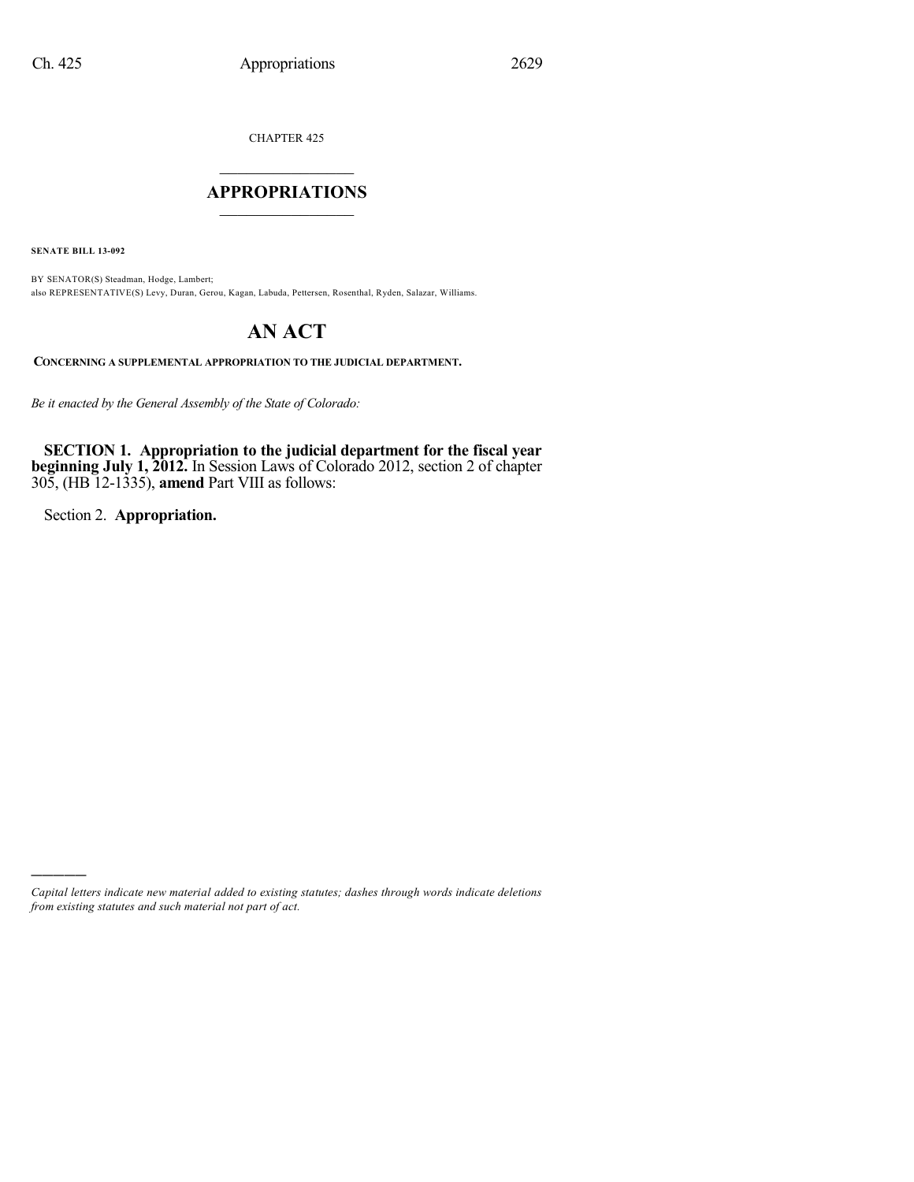CHAPTER 425

# APPROPRIATIONS

**SENATE BILL 13-092**

BY SENATOR(S) Steadman, Hodge, Lambert;
also REPRESENTATIVE(S) Levy, Duran, Gerou, Kagan, Labuda, Pettersen, Rosenthal, Ryden, Salazar, Williams.

# AN ACT

**CONCERNING A SUPPLEMENTAL APPROPRIATION TO THE JUDICIAL DEPARTMENT.**

*Be it enacted by the General Assembly of the State of Colorado:*

**SECTION 1. Appropriation to the judicial department for the fiscal year beginning July 1, 2012.** In Session Laws of Colorado 2012, section 2 of chapter 305, (HB 12-1335), **amend** Part VIII as follows:

Section 2. **Appropriation.**

*Capital letters indicate new material added to existing statutes; dashes through words indicate deletions from existing statutes and such material not part of act.*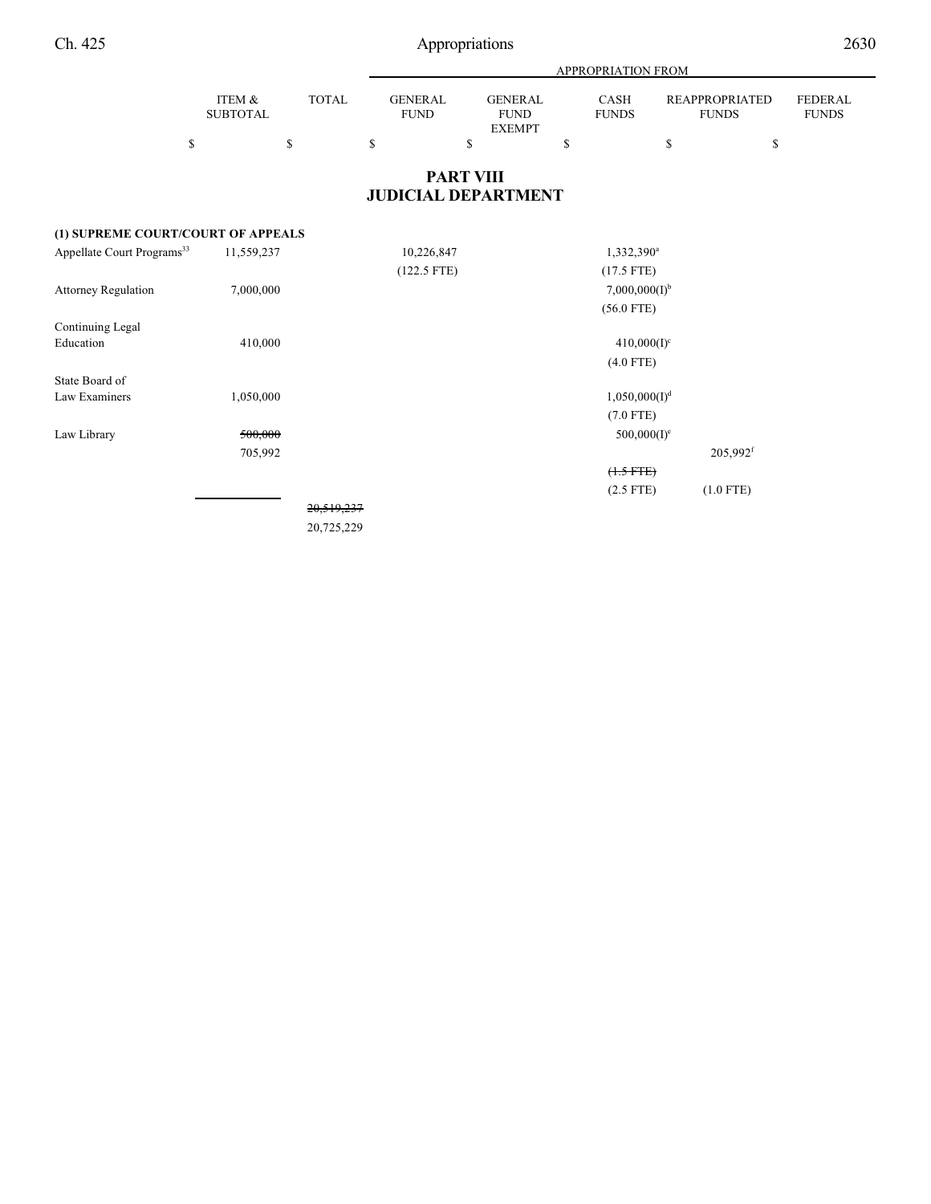| | ITEM & SUBTOTAL | TOTAL | GENERAL FUND | GENERAL FUND EXEMPT | CASH FUNDS | REAPPROPRIATED FUNDS | FEDERAL FUNDS |
|---|---|---|---|---|---|---|---|
| | | | APPROPRIATION FROM | | | | |
| | $ | $ | $ | $ | $ | $ | $ |

## PART VIII
## JUDICIAL DEPARTMENT

| | ITEM & SUBTOTAL | TOTAL | GENERAL FUND | GENERAL FUND EXEMPT | CASH FUNDS | REAPPROPRIATED FUNDS | FEDERAL FUNDS |
|---|---|---|---|---|---|---|---|
| **(1) SUPREME COURT/COURT OF APPEALS** | | | | | | | |
| Appellate Court Programs[33] | 11,559,237 | | 10,226,847 | | 1,332,390[a] | | |
| | | | (122.5 FTE) | | (17.5 FTE) | | |
| Attorney Regulation | 7,000,000 | | | | 7,000,000(I)[b] | | |
| | | | | | (56.0 FTE) | | |
| Continuing Legal Education | 410,000 | | | | 410,000(I)[c] | | |
| | | | | | (4.0 FTE) | | |
| State Board of Law Examiners | 1,050,000 | | | | 1,050,000(I)[d] | | |
| | | | | | (7.0 FTE) | | |
| Law Library | ~~500,000~~ | | | | 500,000(I)[e] | | |
| | 705,992 | | | | | 205,992[f] | |
| | | | | | ~~(1.5 FTE)~~ | | |
| | | | | | (2.5 FTE) | (1.0 FTE) | |
| | | ~~20,519,237~~ | | | | | |
| | | 20,725,229 | | | | | |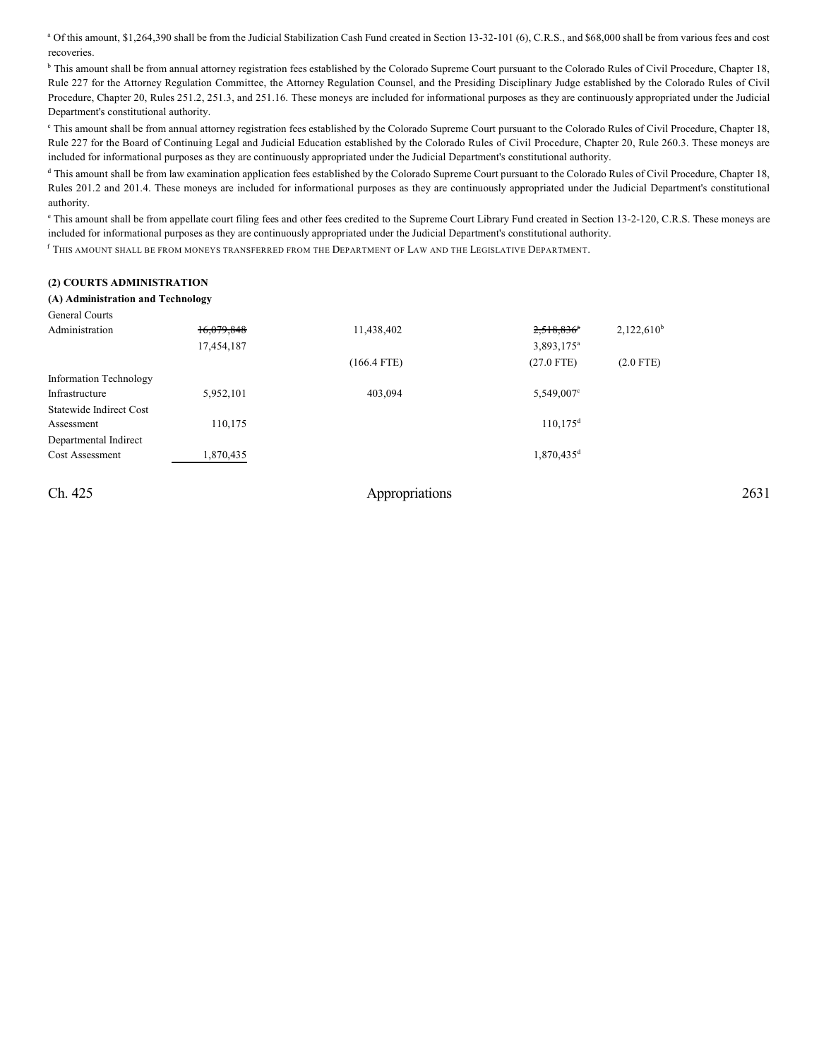[a] Of this amount, $1,264,390 shall be from the Judicial Stabilization Cash Fund created in Section 13-32-101 (6), C.R.S., and $68,000 shall be from various fees and cost recoveries.

[b] This amount shall be from annual attorney registration fees established by the Colorado Supreme Court pursuant to the Colorado Rules of Civil Procedure, Chapter 18, Rule 227 for the Attorney Regulation Committee, the Attorney Regulation Counsel, and the Presiding Disciplinary Judge established by the Colorado Rules of Civil Procedure, Chapter 20, Rules 251.2, 251.3, and 251.16. These moneys are included for informational purposes as they are continuously appropriated under the Judicial Department's constitutional authority.

[c] This amount shall be from annual attorney registration fees established by the Colorado Supreme Court pursuant to the Colorado Rules of Civil Procedure, Chapter 18, Rule 227 for the Board of Continuing Legal and Judicial Education established by the Colorado Rules of Civil Procedure, Chapter 20, Rule 260.3. These moneys are included for informational purposes as they are continuously appropriated under the Judicial Department's constitutional authority.

[d] This amount shall be from law examination application fees established by the Colorado Supreme Court pursuant to the Colorado Rules of Civil Procedure, Chapter 18, Rules 201.2 and 201.4. These moneys are included for informational purposes as they are continuously appropriated under the Judicial Department's constitutional authority.

[e] This amount shall be from appellate court filing fees and other fees credited to the Supreme Court Library Fund created in Section 13-2-120, C.R.S. These moneys are included for informational purposes as they are continuously appropriated under the Judicial Department's constitutional authority.

[f] THIS AMOUNT SHALL BE FROM MONEYS TRANSFERRED FROM THE DEPARTMENT OF LAW AND THE LEGISLATIVE DEPARTMENT.

**(2) COURTS ADMINISTRATION**

**(A) Administration and Technology**

| | | | | |
|---|---|---|---|---|
| General Courts Administration | ~~16,079,848~~ 17,454,187 | 11,438,402 (166.4 FTE) | ~~2,518,836[a]~~ 3,893,175[a] (27.0 FTE) | 2,122,610[b] (2.0 FTE) |
| Information Technology Infrastructure | 5,952,101 | 403,094 | 5,549,007[c] | |
| Statewide Indirect Cost Assessment | 110,175 | | 110,175[d] | |
| Departmental Indirect Cost Assessment | 1,870,435 | | 1,870,435[d] | |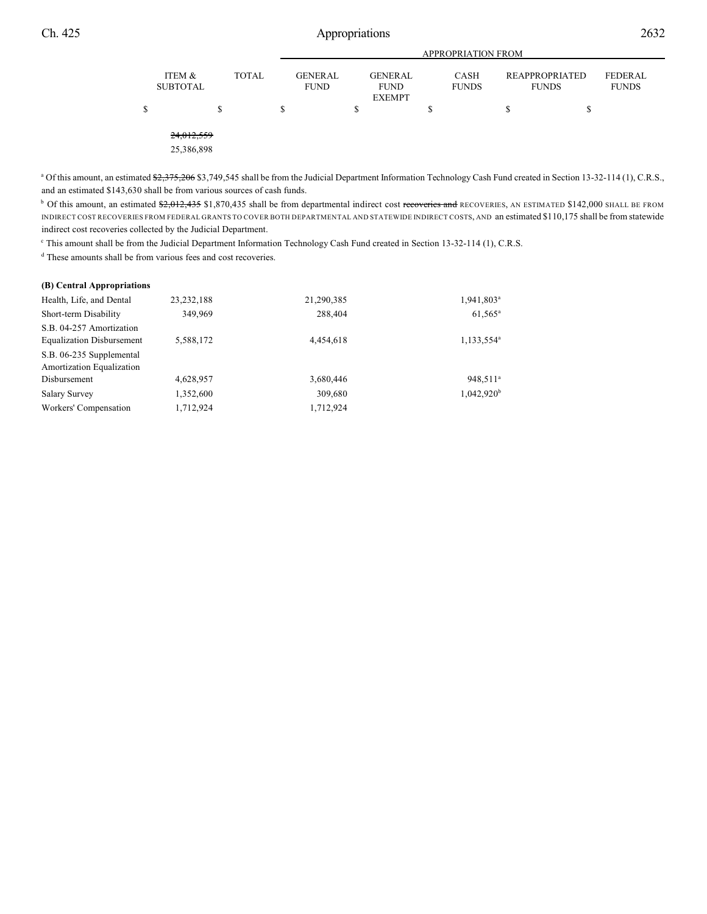| | ITEM & SUBTOTAL | TOTAL | GENERAL FUND | GENERAL FUND EXEMPT | CASH FUNDS | REAPPROPRIATED FUNDS | FEDERAL FUNDS |
|---|---|---|---|---|---|---|---|
| | | | APPROPRIATION FROM | | | | |
| | $ | $ | $ | $ | $ | $ | $ |
| | ~~24,012,559~~ 25,386,898 | | | | | | |

[a] Of this amount, an estimated ~~$2,375,206~~ $3,749,545 shall be from the Judicial Department Information Technology Cash Fund created in Section 13-32-114 (1), C.R.S., and an estimated $143,630 shall be from various sources of cash funds.

[b] Of this amount, an estimated ~~$2,012,435~~ $1,870,435 shall be from departmental indirect cost ~~recoveries and~~ RECOVERIES, AN ESTIMATED $142,000 SHALL BE FROM INDIRECT COST RECOVERIES FROM FEDERAL GRANTS TO COVER BOTH DEPARTMENTAL AND STATEWIDE INDIRECT COSTS, AND an estimated $110,175 shall be from statewide indirect cost recoveries collected by the Judicial Department.

[c] This amount shall be from the Judicial Department Information Technology Cash Fund created in Section 13-32-114 (1), C.R.S.

[d] These amounts shall be from various fees and cost recoveries.

**(B) Central Appropriations**

| | ITEM & SUBTOTAL | TOTAL | GENERAL FUND | GENERAL FUND EXEMPT | CASH FUNDS | REAPPROPRIATED FUNDS | FEDERAL FUNDS |
|---|---|---|---|---|---|---|---|
| Health, Life, and Dental | 23,232,188 | | 21,290,385 | | 1,941,803[a] | | |
| Short-term Disability | 349,969 | | 288,404 | | 61,565[a] | | |
| S.B. 04-257 Amortization Equalization Disbursement | 5,588,172 | | 4,454,618 | | 1,133,554[a] | | |
| S.B. 06-235 Supplemental Amortization Equalization Disbursement | 4,628,957 | | 3,680,446 | | 948,511[a] | | |
| Salary Survey | 1,352,600 | | 309,680 | | 1,042,920[b] | | |
| Workers' Compensation | 1,712,924 | | 1,712,924 | | | | |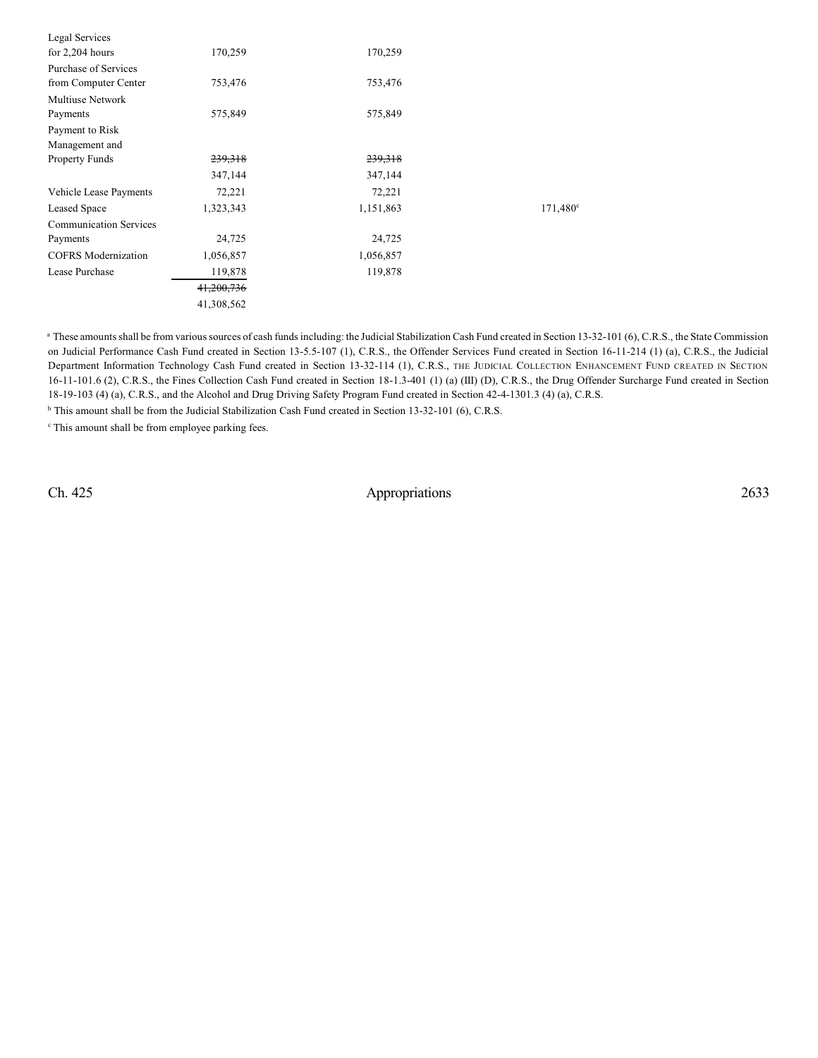| | | | |
|---|---|---|---|
| Legal Services for 2,204 hours | 170,259 | 170,259 | |
| Purchase of Services from Computer Center | 753,476 | 753,476 | |
| Multiuse Network Payments | 575,849 | 575,849 | |
| Payment to Risk Management and Property Funds | ~~239,318~~ | ~~239,318~~ | |
| | 347,144 | 347,144 | |
| Vehicle Lease Payments | 72,221 | 72,221 | |
| Leased Space | 1,323,343 | 1,151,863 | 171,480[c] |
| Communication Services Payments | 24,725 | 24,725 | |
| COFRS Modernization | 1,056,857 | 1,056,857 | |
| Lease Purchase | 119,878 | 119,878 | |
| | ~~41,200,736~~ | | |
| | 41,308,562 | | |

[a] These amounts shall be from various sources of cash funds including: the Judicial Stabilization Cash Fund created in Section 13-32-101 (6), C.R.S., the State Commission on Judicial Performance Cash Fund created in Section 13-5.5-107 (1), C.R.S., the Offender Services Fund created in Section 16-11-214 (1) (a), C.R.S., the Judicial Department Information Technology Cash Fund created in Section 13-32-114 (1), C.R.S., THE JUDICIAL COLLECTION ENHANCEMENT FUND CREATED IN SECTION 16-11-101.6 (2), C.R.S., the Fines Collection Cash Fund created in Section 18-1.3-401 (1) (a) (III) (D), C.R.S., the Drug Offender Surcharge Fund created in Section 18-19-103 (4) (a), C.R.S., and the Alcohol and Drug Driving Safety Program Fund created in Section 42-4-1301.3 (4) (a), C.R.S.

[b] This amount shall be from the Judicial Stabilization Cash Fund created in Section 13-32-101 (6), C.R.S.

[c] This amount shall be from employee parking fees.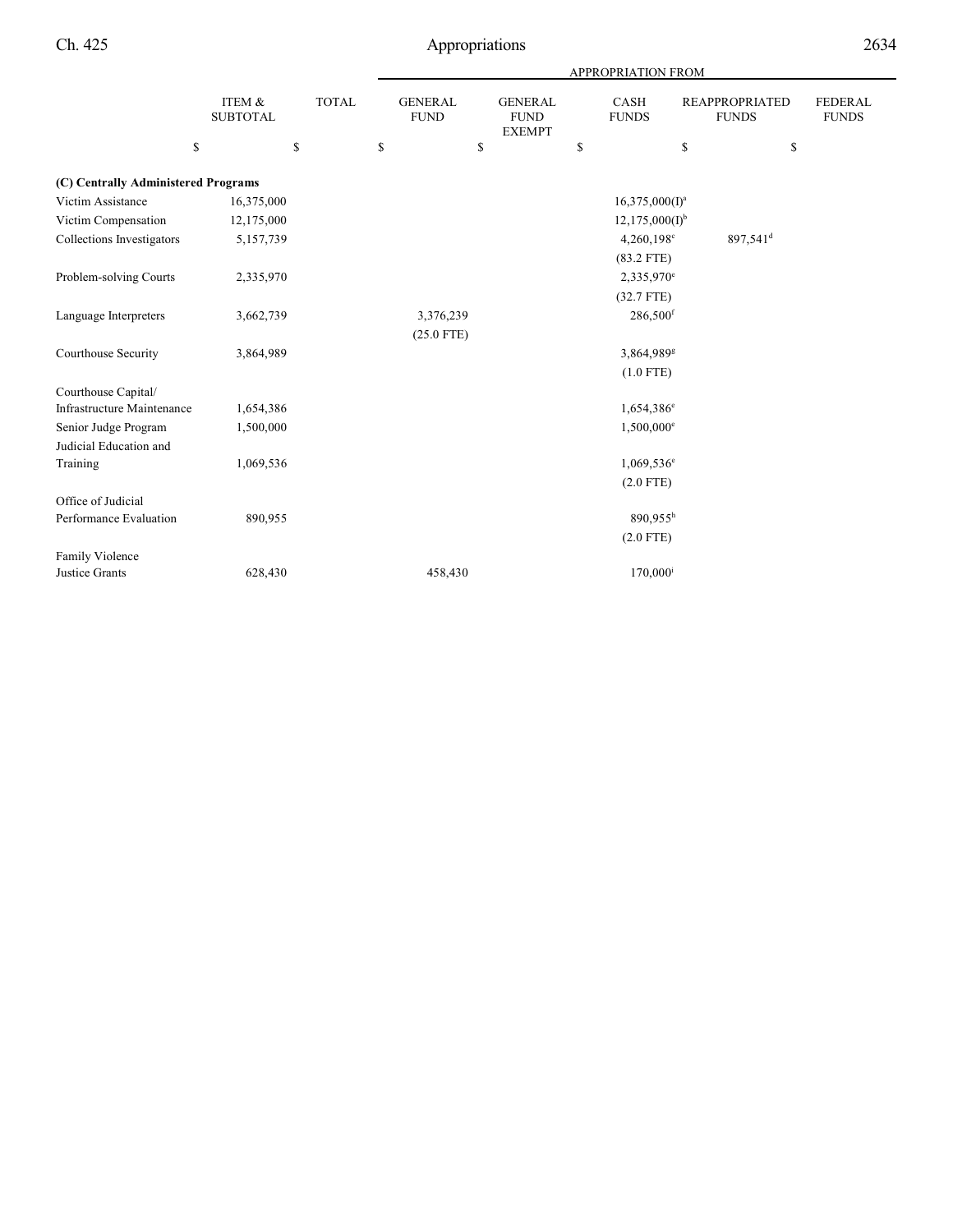| | ITEM & SUBTOTAL | TOTAL | APPROPRIATION FROM | | | | |
|---|---|---|---|---|---|---|---|
| | | | GENERAL FUND | GENERAL FUND EXEMPT | CASH FUNDS | REAPPROPRIATED FUNDS | FEDERAL FUNDS |
| | $ | $ | $ | $ | $ | $ | $ |
| **(C) Centrally Administered Programs** | | | | | | | |
| Victim Assistance | 16,375,000 | | | | 16,375,000(I)[a] | | |
| Victim Compensation | 12,175,000 | | | | 12,175,000(I)[b] | | |
| Collections Investigators | 5,157,739 | | | | 4,260,198[c] | 897,541[d] | |
| | | | | | (83.2 FTE) | | |
| Problem-solving Courts | 2,335,970 | | | | 2,335,970[e] | | |
| | | | | | (32.7 FTE) | | |
| Language Interpreters | 3,662,739 | | 3,376,239 | | 286,500[f] | | |
| | | | (25.0 FTE) | | | | |
| Courthouse Security | 3,864,989 | | | | 3,864,989[g] | | |
| | | | | | (1.0 FTE) | | |
| Courthouse Capital/ Infrastructure Maintenance | 1,654,386 | | | | 1,654,386[e] | | |
| Senior Judge Program | 1,500,000 | | | | 1,500,000[e] | | |
| Judicial Education and Training | 1,069,536 | | | | 1,069,536[e] | | |
| | | | | | (2.0 FTE) | | |
| Office of Judicial Performance Evaluation | 890,955 | | | | 890,955[h] | | |
| | | | | | (2.0 FTE) | | |
| Family Violence Justice Grants | 628,430 | | 458,430 | | 170,000[i] | | |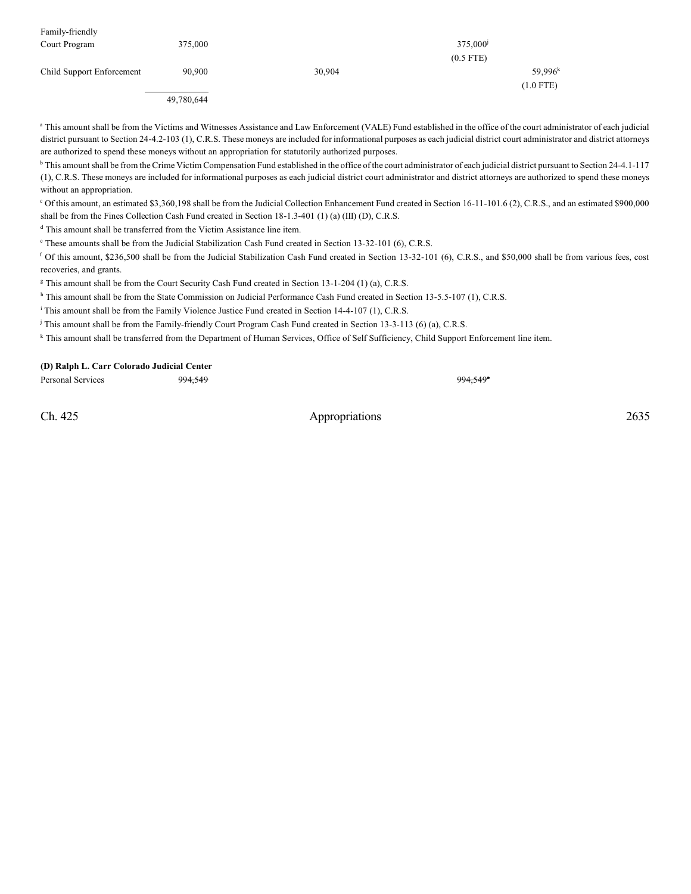| | Total | General Fund | General Fund Exempt | Cash Funds | Reappropriated Funds | Federal Funds |
|---|---|---|---|---|---|---|
| Family-friendly Court Program | 375,000 | | | 375,000[j] (0.5 FTE) | | |
| Child Support Enforcement | 90,900 | 30,904 | | | 59,996[k] (1.0 FTE) | |
| | 49,780,644 | | | | | |

[a] This amount shall be from the Victims and Witnesses Assistance and Law Enforcement (VALE) Fund established in the office of the court administrator of each judicial district pursuant to Section 24-4.2-103 (1), C.R.S. These moneys are included for informational purposes as each judicial district court administrator and district attorneys are authorized to spend these moneys without an appropriation for statutorily authorized purposes.

[b] This amount shall be from the Crime Victim Compensation Fund established in the office of the court administrator of each judicial district pursuant to Section 24-4.1-117 (1), C.R.S. These moneys are included for informational purposes as each judicial district court administrator and district attorneys are authorized to spend these moneys without an appropriation.

[c] Of this amount, an estimated $3,360,198 shall be from the Judicial Collection Enhancement Fund created in Section 16-11-101.6 (2), C.R.S., and an estimated $900,000 shall be from the Fines Collection Cash Fund created in Section 18-1.3-401 (1) (a) (III) (D), C.R.S.

[d] This amount shall be transferred from the Victim Assistance line item.

[e] These amounts shall be from the Judicial Stabilization Cash Fund created in Section 13-32-101 (6), C.R.S.

[f] Of this amount, $236,500 shall be from the Judicial Stabilization Cash Fund created in Section 13-32-101 (6), C.R.S., and $50,000 shall be from various fees, cost recoveries, and grants.

[g] This amount shall be from the Court Security Cash Fund created in Section 13-1-204 (1) (a), C.R.S.

[h] This amount shall be from the State Commission on Judicial Performance Cash Fund created in Section 13-5.5-107 (1), C.R.S.

[i] This amount shall be from the Family Violence Justice Fund created in Section 14-4-107 (1), C.R.S.

[j] This amount shall be from the Family-friendly Court Program Cash Fund created in Section 13-3-113 (6) (a), C.R.S.

[k] This amount shall be transferred from the Department of Human Services, Office of Self Sufficiency, Child Support Enforcement line item.

**(D) Ralph L. Carr Colorado Judicial Center**

| | Total | General Fund | General Fund Exempt | Cash Funds | Reappropriated Funds | Federal Funds |
|---|---|---|---|---|---|---|
| Personal Services | ~~994,549~~ | | | ~~994,549~~[a] | | |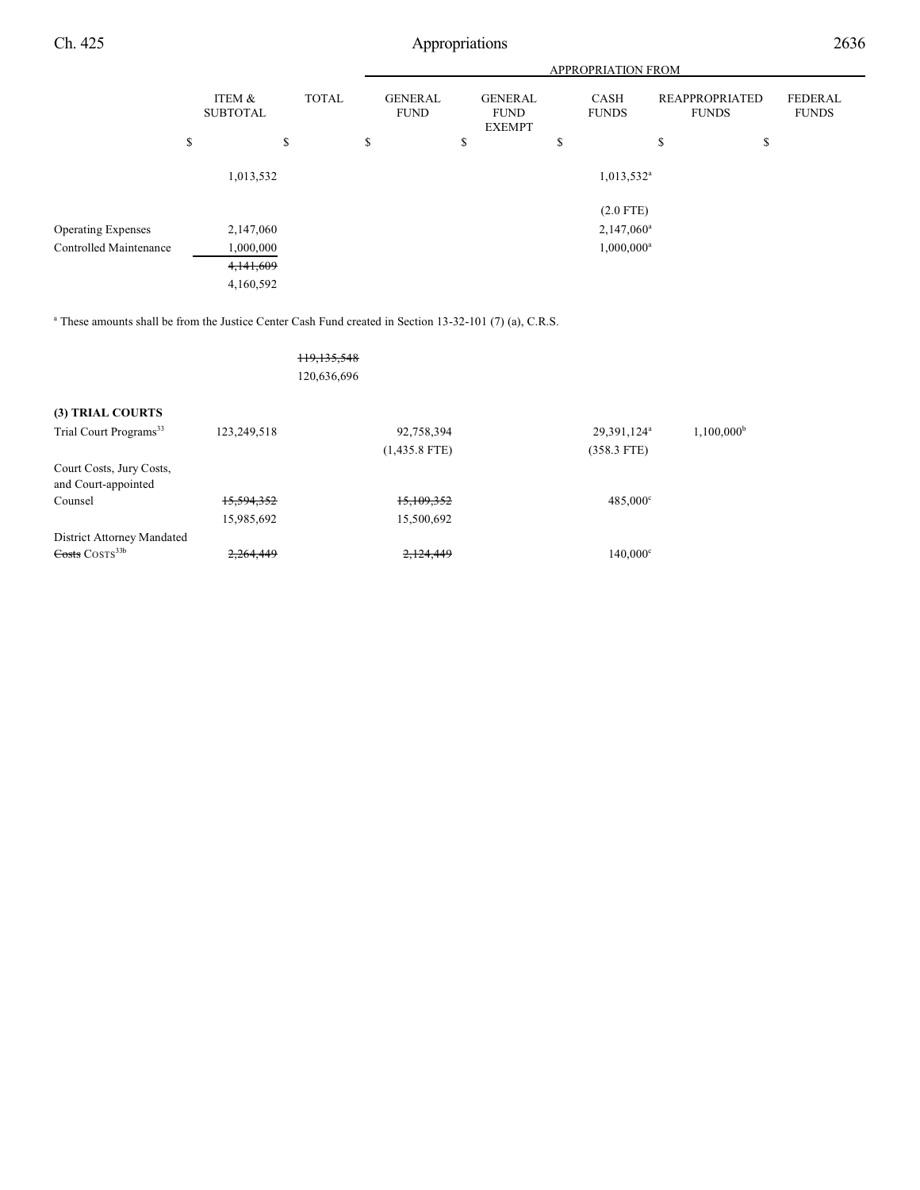| | ITEM & SUBTOTAL | TOTAL | GENERAL FUND | GENERAL FUND EXEMPT | CASH FUNDS | REAPPROPRIATED FUNDS | FEDERAL FUNDS |
|---|---|---|---|---|---|---|---|
| | | | APPROPRIATION FROM | | | | |
| | $ | $ | $ | $ | $ | $ | $ |
| | 1,013,532 | | | | 1,013,532[a] | | |
| | | | | | (2.0 FTE) | | |
| Operating Expenses | 2,147,060 | | | | 2,147,060[a] | | |
| Controlled Maintenance | 1,000,000 | | | | 1,000,000[a] | | |
| | ~~4,141,609~~ | | | | | | |
| | 4,160,592 | | | | | | |

[a] These amounts shall be from the Justice Center Cash Fund created in Section 13-32-101 (7) (a), C.R.S.

| | ITEM & SUBTOTAL | TOTAL | GENERAL FUND | GENERAL FUND EXEMPT | CASH FUNDS | REAPPROPRIATED FUNDS | FEDERAL FUNDS |
|---|---|---|---|---|---|---|---|
| | | ~~119,135,548~~ | | | | | |
| | | 120,636,696 | | | | | |
| **(3) TRIAL COURTS** | | | | | | | |
| Trial Court Programs[33] | 123,249,518 | | 92,758,394 | | 29,391,124[a] | 1,100,000[b] | |
| | | | (1,435.8 FTE) | | (358.3 FTE) | | |
| Court Costs, Jury Costs, and Court-appointed Counsel | ~~15,594,352~~ | | ~~15,109,352~~ | | 485,000[c] | | |
| | 15,985,692 | | 15,500,692 | | | | |
| District Attorney Mandated ~~Costs~~ COSTS[33b] | ~~2,264,449~~ | | ~~2,124,449~~ | | 140,000[c] | | |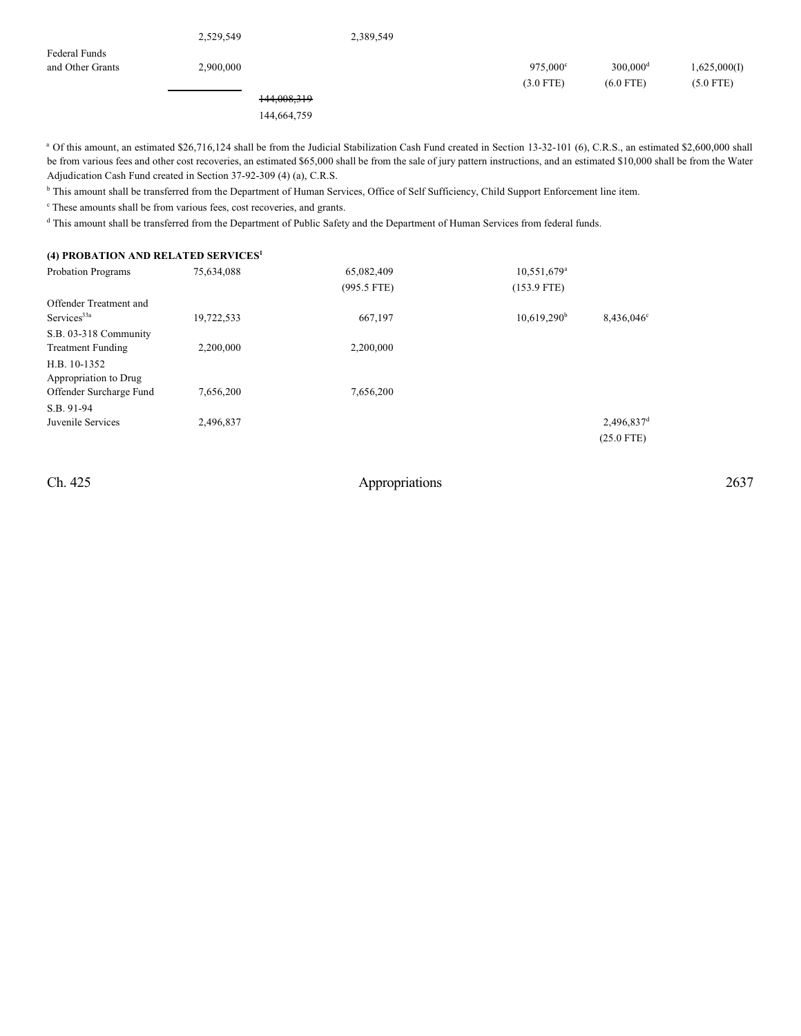| | | | | | | |
|---|---|---|---|---|---|---|
| | 2,529,549 | | 2,389,549 | | | |
| Federal Funds and Other Grants | 2,900,000 | | | 975,000[c] (3.0 FTE) | 300,000[d] (6.0 FTE) | 1,625,000(I) (5.0 FTE) |
| | | ~~144,008,319~~ 144,664,759 | | | | |

[a] Of this amount, an estimated $26,716,124 shall be from the Judicial Stabilization Cash Fund created in Section 13-32-101 (6), C.R.S., an estimated $2,600,000 shall be from various fees and other cost recoveries, an estimated $65,000 shall be from the sale of jury pattern instructions, and an estimated $10,000 shall be from the Water Adjudication Cash Fund created in Section 37-92-309 (4) (a), C.R.S.

[b] This amount shall be transferred from the Department of Human Services, Office of Self Sufficiency, Child Support Enforcement line item.

[c] These amounts shall be from various fees, cost recoveries, and grants.

[d] This amount shall be transferred from the Department of Public Safety and the Department of Human Services from federal funds.

**(4) PROBATION AND RELATED SERVICES[1]**

| | | | | | |
|---|---|---|---|---|---|
| Probation Programs | 75,634,088 | 65,082,409 (995.5 FTE) | 10,551,679[a] (153.9 FTE) | | |
| Offender Treatment and Services[33a] | 19,722,533 | 667,197 | 10,619,290[b] | 8,436,046[c] | |
| S.B. 03-318 Community Treatment Funding | 2,200,000 | 2,200,000 | | | |
| H.B. 10-1352 Appropriation to Drug Offender Surcharge Fund | 7,656,200 | 7,656,200 | | | |
| S.B. 91-94 Juvenile Services | 2,496,837 | | | 2,496,837[d] (25.0 FTE) | |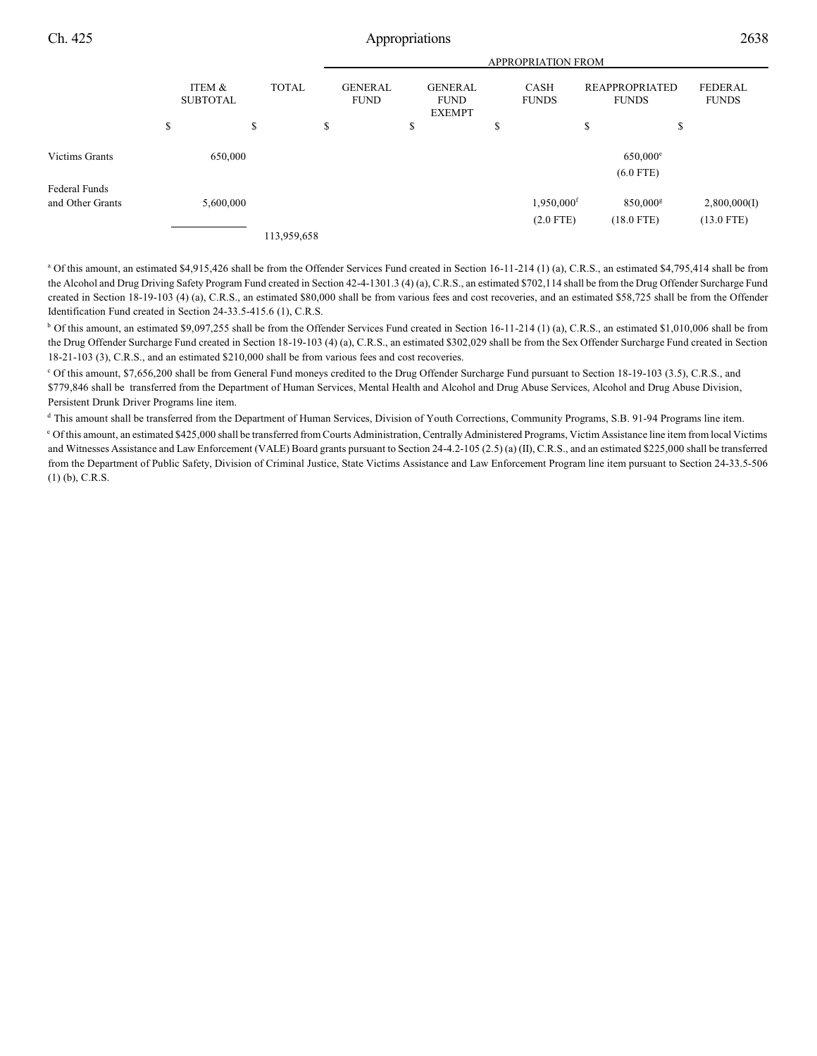| | ITEM & SUBTOTAL | TOTAL | APPROPRIATION FROM GENERAL FUND | GENERAL FUND EXEMPT | CASH FUNDS | REAPPROPRIATED FUNDS | FEDERAL FUNDS |
|---|---|---|---|---|---|---|---|
| | $ | $ | $ | $ | $ | $ | $ |
| Victims Grants | 650,000 | | | | | 650,000[e] (6.0 FTE) | |
| Federal Funds and Other Grants | 5,600,000 | | | | 1,950,000[f] (2.0 FTE) | 850,000[g] (18.0 FTE) | 2,800,000(I) (13.0 FTE) |
| | | 113,959,658 | | | | | |

[a] Of this amount, an estimated $4,915,426 shall be from the Offender Services Fund created in Section 16-11-214 (1) (a), C.R.S., an estimated $4,795,414 shall be from the Alcohol and Drug Driving Safety Program Fund created in Section 42-4-1301.3 (4) (a), C.R.S., an estimated $702,114 shall be from the Drug Offender Surcharge Fund created in Section 18-19-103 (4) (a), C.R.S., an estimated $80,000 shall be from various fees and cost recoveries, and an estimated $58,725 shall be from the Offender Identification Fund created in Section 24-33.5-415.6 (1), C.R.S.

[b] Of this amount, an estimated $9,097,255 shall be from the Offender Services Fund created in Section 16-11-214 (1) (a), C.R.S., an estimated $1,010,006 shall be from the Drug Offender Surcharge Fund created in Section 18-19-103 (4) (a), C.R.S., an estimated $302,029 shall be from the Sex Offender Surcharge Fund created in Section 18-21-103 (3), C.R.S., and an estimated $210,000 shall be from various fees and cost recoveries.

[c] Of this amount, $7,656,200 shall be from General Fund moneys credited to the Drug Offender Surcharge Fund pursuant to Section 18-19-103 (3.5), C.R.S., and $779,846 shall be transferred from the Department of Human Services, Mental Health and Alcohol and Drug Abuse Services, Alcohol and Drug Abuse Division, Persistent Drunk Driver Programs line item.

[d] This amount shall be transferred from the Department of Human Services, Division of Youth Corrections, Community Programs, S.B. 91-94 Programs line item.

[e] Of this amount, an estimated $425,000 shall be transferred from Courts Administration, Centrally Administered Programs, Victim Assistance line item from local Victims and Witnesses Assistance and Law Enforcement (VALE) Board grants pursuant to Section 24-4.2-105 (2.5) (a) (II), C.R.S., and an estimated $225,000 shall be transferred from the Department of Public Safety, Division of Criminal Justice, State Victims Assistance and Law Enforcement Program line item pursuant to Section 24-33.5-506 (1) (b), C.R.S.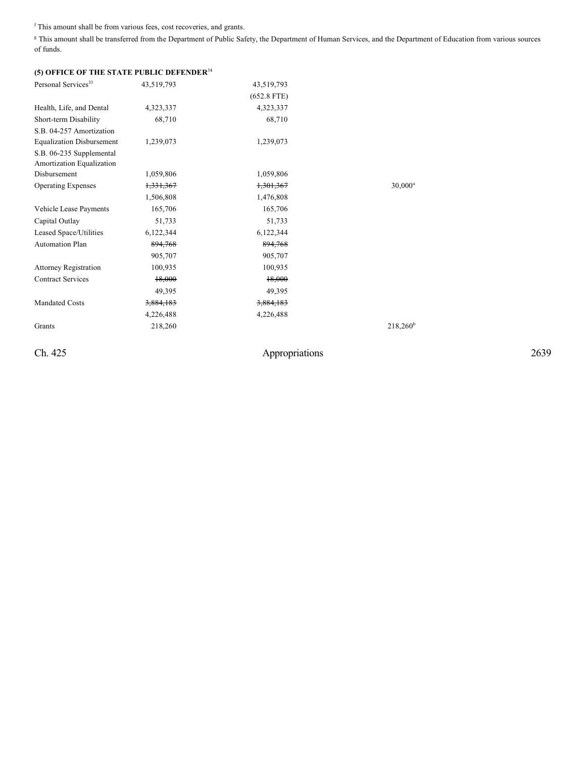[f] This amount shall be from various fees, cost recoveries, and grants.

[g] This amount shall be transferred from the Department of Public Safety, the Department of Human Services, and the Department of Education from various sources of funds.

**(5) OFFICE OF THE STATE PUBLIC DEFENDER[34]**

| | | | |
|---|---|---|---|
| Personal Services[33] | 43,519,793 | 43,519,793 | |
| | | (652.8 FTE) | |
| Health, Life, and Dental | 4,323,337 | 4,323,337 | |
| Short-term Disability | 68,710 | 68,710 | |
| S.B. 04-257 Amortization Equalization Disbursement | 1,239,073 | 1,239,073 | |
| S.B. 06-235 Supplemental Amortization Equalization Disbursement | 1,059,806 | 1,059,806 | |
| Operating Expenses | ~~1,331,367~~ | ~~1,301,367~~ | 30,000[a] |
| | 1,506,808 | 1,476,808 | |
| Vehicle Lease Payments | 165,706 | 165,706 | |
| Capital Outlay | 51,733 | 51,733 | |
| Leased Space/Utilities | 6,122,344 | 6,122,344 | |
| Automation Plan | ~~894,768~~ | ~~894,768~~ | |
| | 905,707 | 905,707 | |
| Attorney Registration | 100,935 | 100,935 | |
| Contract Services | ~~18,000~~ | ~~18,000~~ | |
| | 49,395 | 49,395 | |
| Mandated Costs | ~~3,884,183~~ | ~~3,884,183~~ | |
| | 4,226,488 | 4,226,488 | |
| Grants | 218,260 | | 218,260[b] |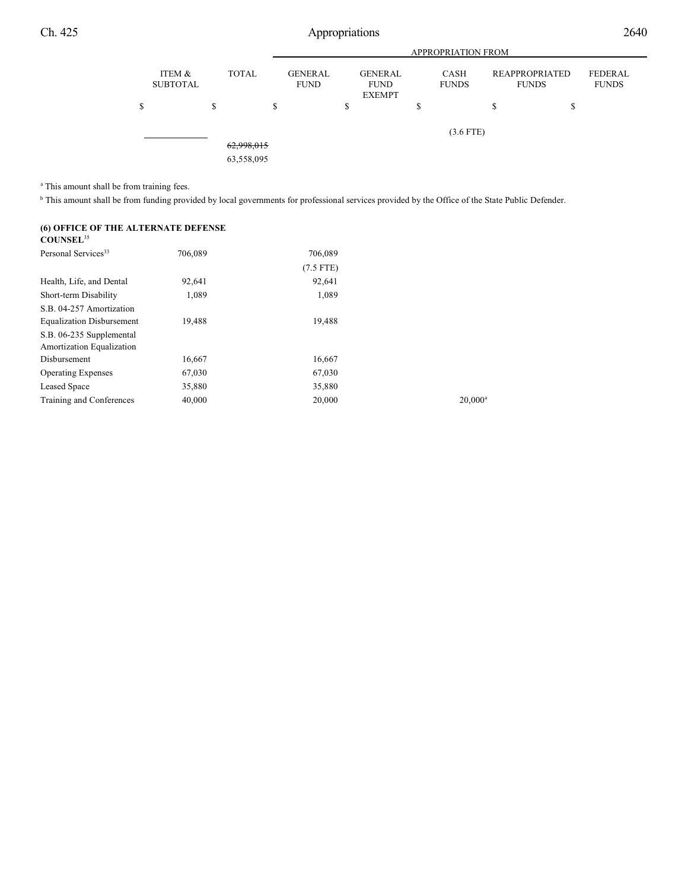| | ITEM & SUBTOTAL | TOTAL | GENERAL FUND | GENERAL FUND EXEMPT | CASH FUNDS | REAPPROPRIATED FUNDS | FEDERAL FUNDS |
|---|---|---|---|---|---|---|---|
| | | | APPROPRIATION FROM | | | | |
| | $ | $ | $ | $ | $ | $ | $ |
| | | | | | (3.6 FTE) | | |
| | | ~~62,998,015~~ | | | | | |
| | | 63,558,095 | | | | | |

[a] This amount shall be from training fees.

[b] This amount shall be from funding provided by local governments for professional services provided by the Office of the State Public Defender.

**(6) OFFICE OF THE ALTERNATE DEFENSE COUNSEL**[35]

| | ITEM & SUBTOTAL | TOTAL | GENERAL FUND | GENERAL FUND EXEMPT | CASH FUNDS | REAPPROPRIATED FUNDS | FEDERAL FUNDS |
|---|---|---|---|---|---|---|---|
| Personal Services[33] | 706,089 | | 706,089 | | | | |
| | | | (7.5 FTE) | | | | |
| Health, Life, and Dental | 92,641 | | 92,641 | | | | |
| Short-term Disability | 1,089 | | 1,089 | | | | |
| S.B. 04-257 Amortization Equalization Disbursement | 19,488 | | 19,488 | | | | |
| S.B. 06-235 Supplemental Amortization Equalization Disbursement | 16,667 | | 16,667 | | | | |
| Operating Expenses | 67,030 | | 67,030 | | | | |
| Leased Space | 35,880 | | 35,880 | | | | |
| Training and Conferences | 40,000 | | 20,000 | | 20,000[a] | | |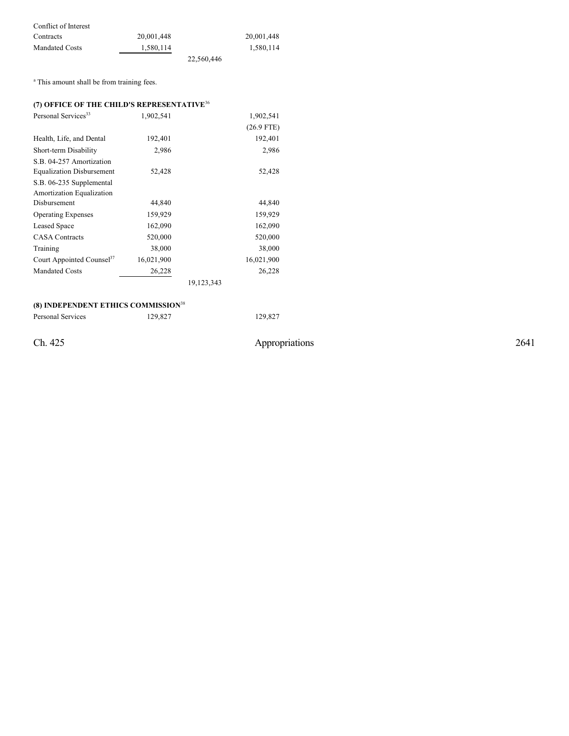| | | | |
|---|---|---|---|
| Conflict of Interest Contracts | 20,001,448 | | 20,001,448 |
| Mandated Costs | 1,580,114 | | 1,580,114 |
| | | 22,560,446 | |

[a] This amount shall be from training fees.

**(7) OFFICE OF THE CHILD'S REPRESENTATIVE**[36]

| | | | |
|---|---|---|---|
| Personal Services[33] | 1,902,541 | | 1,902,541 |
| | | | (26.9 FTE) |
| Health, Life, and Dental | 192,401 | | 192,401 |
| Short-term Disability | 2,986 | | 2,986 |
| S.B. 04-257 Amortization Equalization Disbursement | 52,428 | | 52,428 |
| S.B. 06-235 Supplemental Amortization Equalization Disbursement | 44,840 | | 44,840 |
| Operating Expenses | 159,929 | | 159,929 |
| Leased Space | 162,090 | | 162,090 |
| CASA Contracts | 520,000 | | 520,000 |
| Training | 38,000 | | 38,000 |
| Court Appointed Counsel[37] | 16,021,900 | | 16,021,900 |
| Mandated Costs | 26,228 | | 26,228 |
| | | 19,123,343 | |

**(8) INDEPENDENT ETHICS COMMISSION**[38]

| | | | |
|---|---|---|---|
| Personal Services | 129,827 | | 129,827 |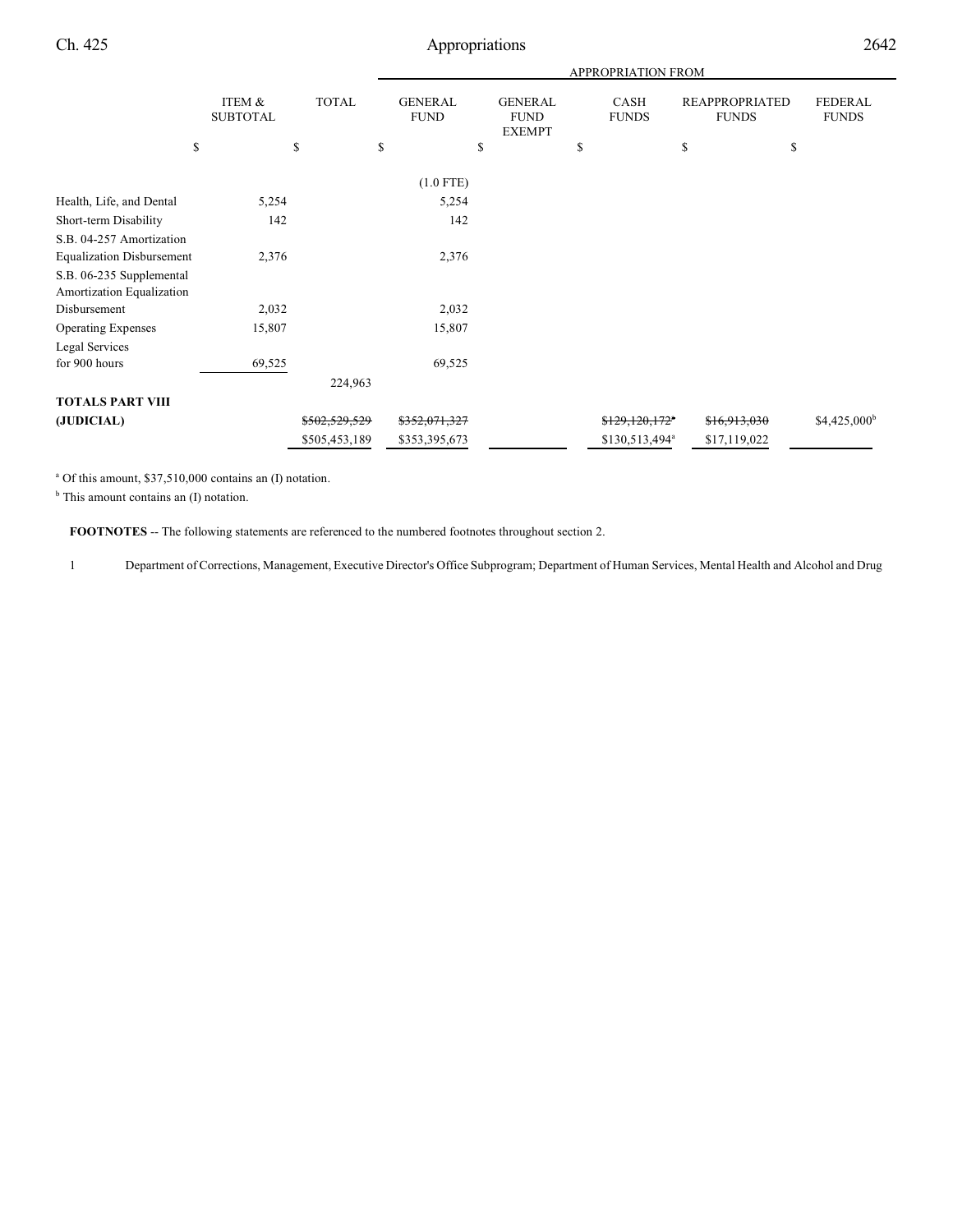| | ITEM & SUBTOTAL | TOTAL | APPROPRIATION FROM GENERAL FUND | GENERAL FUND EXEMPT | CASH FUNDS | REAPPROPRIATED FUNDS | FEDERAL FUNDS |
|---|---|---|---|---|---|---|---|
| | $ | $ | $ | $ | $ | $ | $ |
| | | | (1.0 FTE) | | | | |
| Health, Life, and Dental | 5,254 | | 5,254 | | | | |
| Short-term Disability | 142 | | 142 | | | | |
| S.B. 04-257 Amortization Equalization Disbursement | 2,376 | | 2,376 | | | | |
| S.B. 06-235 Supplemental Amortization Equalization Disbursement | 2,032 | | 2,032 | | | | |
| Operating Expenses | 15,807 | | 15,807 | | | | |
| Legal Services for 900 hours | 69,525 | | 69,525 | | | | |
| | | 224,963 | | | | | |
| **TOTALS PART VIII (JUDICIAL)** | | ~~$502,529,529~~ $505,453,189 | ~~$352,071,327~~ $353,395,673 | | ~~$129,120,172~~[a] $130,513,494[a] | ~~$16,913,030~~ $17,119,022 | $4,425,000[b] |

[a] Of this amount, $37,510,000 contains an (I) notation.

[b] This amount contains an (I) notation.

**FOOTNOTES** -- The following statements are referenced to the numbered footnotes throughout section 2.

1 Department of Corrections, Management, Executive Director's Office Subprogram; Department of Human Services, Mental Health and Alcohol and Drug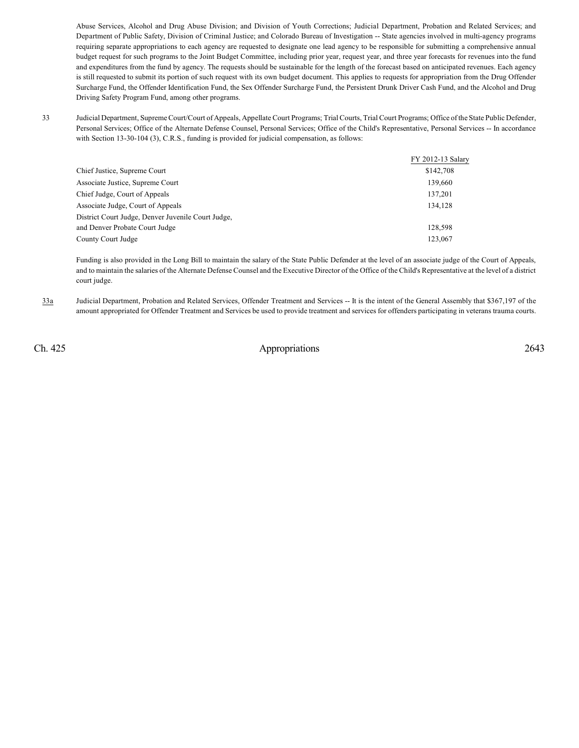Abuse Services, Alcohol and Drug Abuse Division; and Division of Youth Corrections; Judicial Department, Probation and Related Services; and Department of Public Safety, Division of Criminal Justice; and Colorado Bureau of Investigation -- State agencies involved in multi-agency programs requiring separate appropriations to each agency are requested to designate one lead agency to be responsible for submitting a comprehensive annual budget request for such programs to the Joint Budget Committee, including prior year, request year, and three year forecasts for revenues into the fund and expenditures from the fund by agency. The requests should be sustainable for the length of the forecast based on anticipated revenues. Each agency is still requested to submit its portion of such request with its own budget document. This applies to requests for appropriation from the Drug Offender Surcharge Fund, the Offender Identification Fund, the Sex Offender Surcharge Fund, the Persistent Drunk Driver Cash Fund, and the Alcohol and Drug Driving Safety Program Fund, among other programs.

33 Judicial Department, Supreme Court/Court of Appeals, Appellate Court Programs; Trial Courts, Trial Court Programs; Office of the State Public Defender, Personal Services; Office of the Alternate Defense Counsel, Personal Services; Office of the Child's Representative, Personal Services -- In accordance with Section 13-30-104 (3), C.R.S., funding is provided for judicial compensation, as follows:

| | FY 2012-13 Salary |
|---|---|
| Chief Justice, Supreme Court | $142,708 |
| Associate Justice, Supreme Court | 139,660 |
| Chief Judge, Court of Appeals | 137,201 |
| Associate Judge, Court of Appeals | 134,128 |
| District Court Judge, Denver Juvenile Court Judge, and Denver Probate Court Judge | 128,598 |
| County Court Judge | 123,067 |

Funding is also provided in the Long Bill to maintain the salary of the State Public Defender at the level of an associate judge of the Court of Appeals, and to maintain the salaries of the Alternate Defense Counsel and the Executive Director of the Office of the Child's Representative at the level of a district court judge.

33a Judicial Department, Probation and Related Services, Offender Treatment and Services -- It is the intent of the General Assembly that $367,197 of the amount appropriated for Offender Treatment and Services be used to provide treatment and services for offenders participating in veterans trauma courts.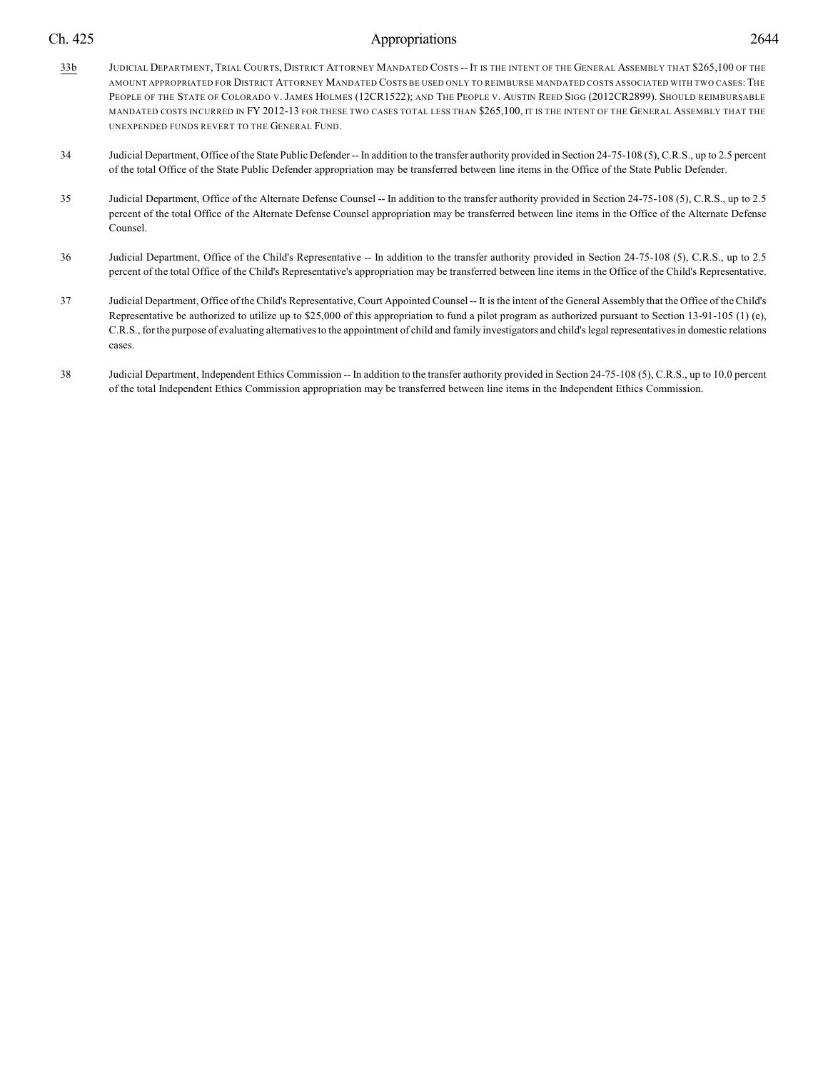33b JUDICIAL DEPARTMENT, TRIAL COURTS, DISTRICT ATTORNEY MANDATED COSTS -- IT IS THE INTENT OF THE GENERAL ASSEMBLY THAT $265,100 OF THE AMOUNT APPROPRIATED FOR DISTRICT ATTORNEY MANDATED COSTS BE USED ONLY TO REIMBURSE MANDATED COSTS ASSOCIATED WITH TWO CASES: THE PEOPLE OF THE STATE OF COLORADO V. JAMES HOLMES (12CR1522); AND THE PEOPLE V. AUSTIN REED SIGG (2012CR2899). SHOULD REIMBURSABLE MANDATED COSTS INCURRED IN FY 2012-13 FOR THESE TWO CASES TOTAL LESS THAN $265,100, IT IS THE INTENT OF THE GENERAL ASSEMBLY THAT THE UNEXPENDED FUNDS REVERT TO THE GENERAL FUND.

34 Judicial Department, Office of the State Public Defender -- In addition to the transfer authority provided in Section 24-75-108 (5), C.R.S., up to 2.5 percent of the total Office of the State Public Defender appropriation may be transferred between line items in the Office of the State Public Defender.

35 Judicial Department, Office of the Alternate Defense Counsel -- In addition to the transfer authority provided in Section 24-75-108 (5), C.R.S., up to 2.5 percent of the total Office of the Alternate Defense Counsel appropriation may be transferred between line items in the Office of the Alternate Defense Counsel.

36 Judicial Department, Office of the Child's Representative -- In addition to the transfer authority provided in Section 24-75-108 (5), C.R.S., up to 2.5 percent of the total Office of the Child's Representative's appropriation may be transferred between line items in the Office of the Child's Representative.

37 Judicial Department, Office of the Child's Representative, Court Appointed Counsel -- It is the intent of the General Assembly that the Office of the Child's Representative be authorized to utilize up to $25,000 of this appropriation to fund a pilot program as authorized pursuant to Section 13-91-105 (1) (e), C.R.S., for the purpose of evaluating alternatives to the appointment of child and family investigators and child's legal representatives in domestic relations cases.

38 Judicial Department, Independent Ethics Commission -- In addition to the transfer authority provided in Section 24-75-108 (5), C.R.S., up to 10.0 percent of the total Independent Ethics Commission appropriation may be transferred between line items in the Independent Ethics Commission.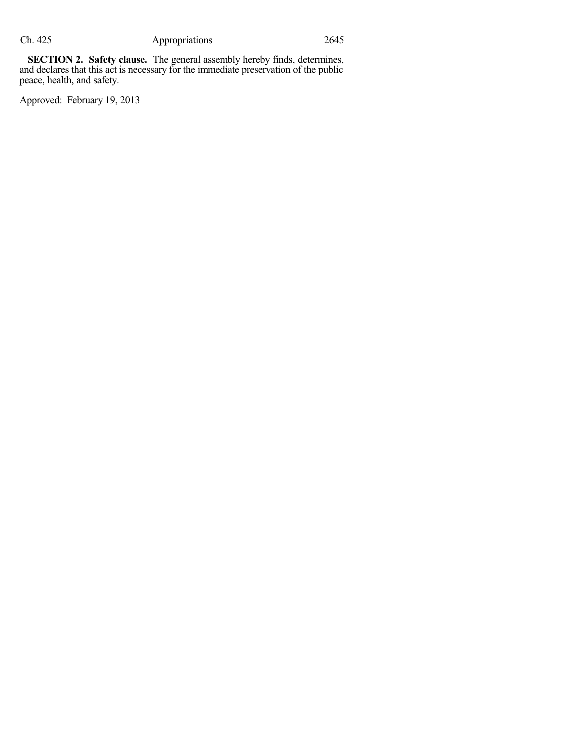**SECTION 2. Safety clause.** The general assembly hereby finds, determines, and declares that this act is necessary for the immediate preservation of the public peace, health, and safety.

Approved: February 19, 2013